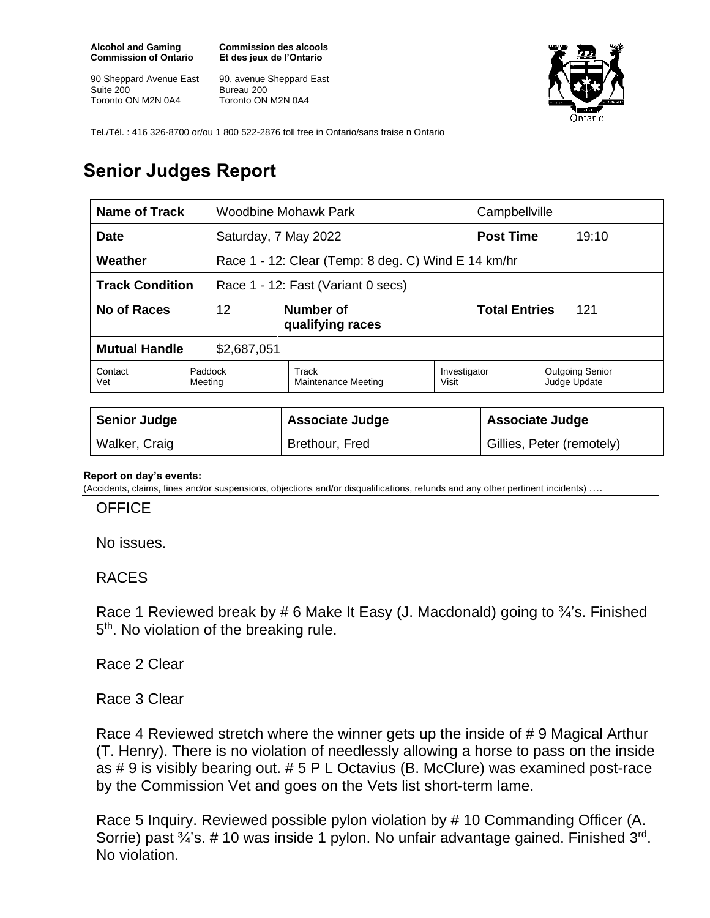**Alcohol and Gaming Commission of Ontario**

90 Sheppard Avenue East
Suite 200
Toronto ON M2N 0A4

**Commission des alcools Et des jeux de l'Ontario**

90, avenue Sheppard East
Bureau 200
Toronto ON M2N 0A4

Tel./Tél. : 416 326-8700 or/ou 1 800 522-2876 toll free in Ontario/sans fraise n Ontario

# Senior Judges Report

| **Name of Track** | Woodbine Mohawk Park | | | Campbellville | |
|---|---|---|---|---|---|
| **Date** | Saturday, 7 May 2022 | | | **Post Time** | 19:10 |
| **Weather** | Race 1 - 12: Clear (Temp: 8 deg. C) Wind E 14 km/hr | | | | |
| **Track Condition** | Race 1 - 12: Fast (Variant 0 secs) | | | | |
| **No of Races** | 12 | **Number of qualifying races** | | **Total Entries** | 121 |
| **Mutual Handle** | $2,687,051 | | | | |
| Contact Vet | Paddock Meeting | Track Maintenance Meeting | Investigator Visit | Outgoing Senior Judge Update | |

| **Senior Judge** | **Associate Judge** | **Associate Judge** |
|---|---|---|
| Walker, Craig | Brethour, Fred | Gillies, Peter (remotely) |

**Report on day's events:**
(Accidents, claims, fines and/or suspensions, objections and/or disqualifications, refunds and any other pertinent incidents) ….

OFFICE

No issues.

RACES

Race 1 Reviewed break by # 6 Make It Easy (J. Macdonald) going to ¾'s. Finished 5th. No violation of the breaking rule.

Race 2 Clear

Race 3 Clear

Race 4 Reviewed stretch where the winner gets up the inside of # 9 Magical Arthur (T. Henry). There is no violation of needlessly allowing a horse to pass on the inside as # 9 is visibly bearing out. # 5 P L Octavius (B. McClure) was examined post-race by the Commission Vet and goes on the Vets list short-term lame.

Race 5 Inquiry. Reviewed possible pylon violation by # 10 Commanding Officer (A. Sorrie) past ¾'s. # 10 was inside 1 pylon. No unfair advantage gained. Finished 3rd. No violation.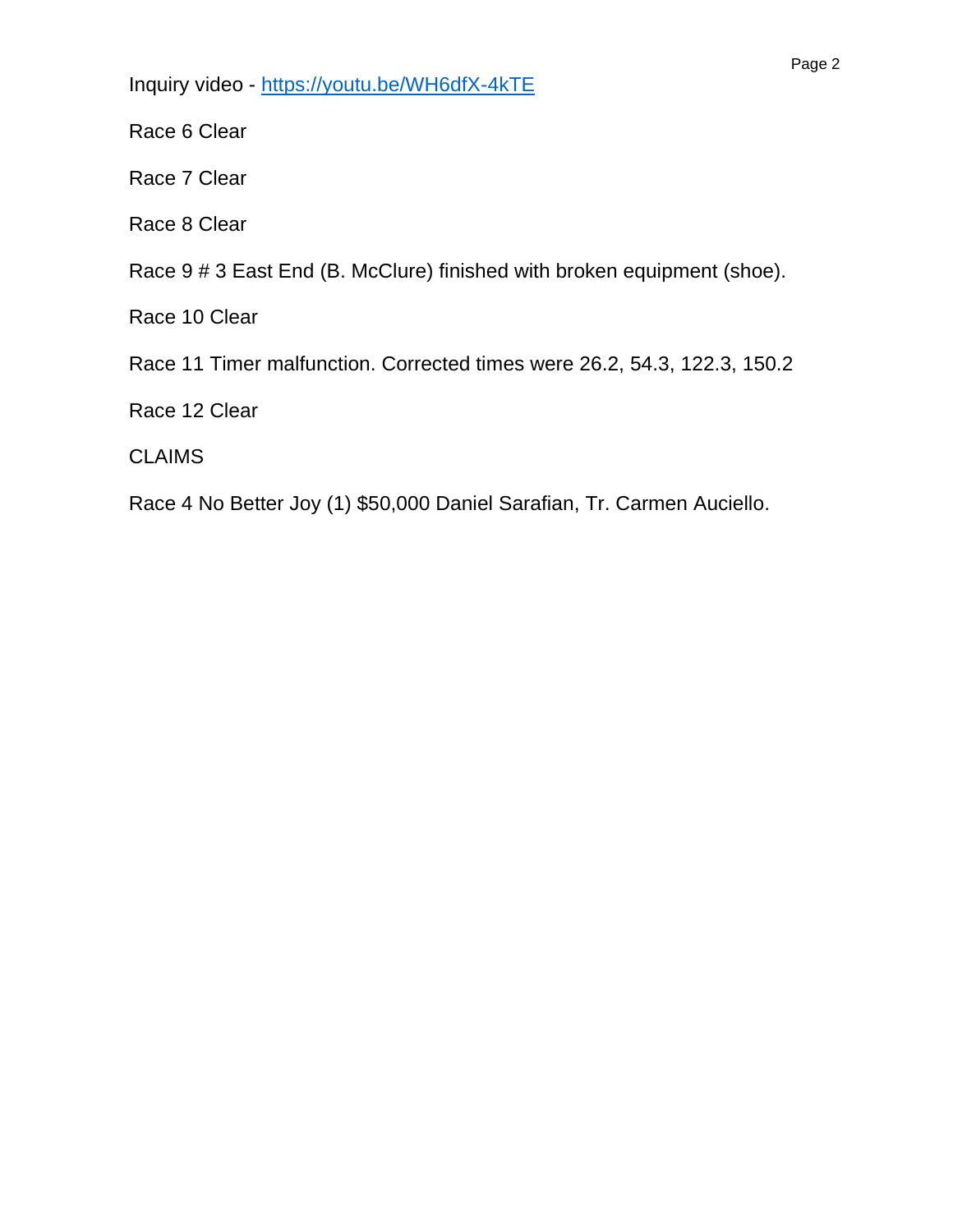Inquiry video - https://youtu.be/WH6dfX-4kTE

Race 6 Clear

Race 7 Clear

Race 8 Clear

Race 9 # 3 East End (B. McClure) finished with broken equipment (shoe).

Race 10 Clear

Race 11 Timer malfunction. Corrected times were 26.2, 54.3, 122.3, 150.2

Race 12 Clear

CLAIMS

Race 4 No Better Joy (1) $50,000 Daniel Sarafian, Tr. Carmen Auciello.